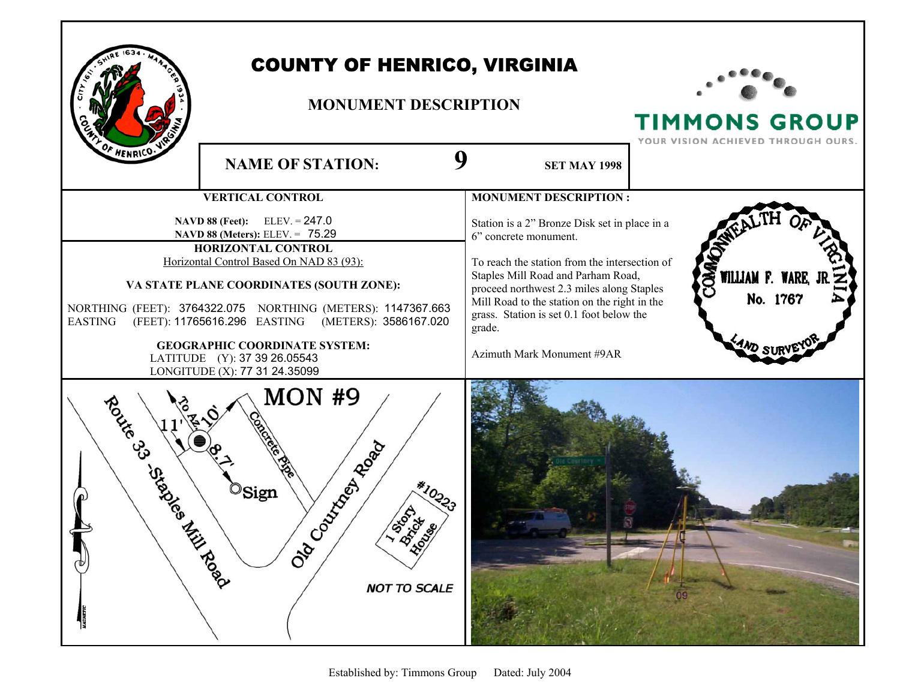# COUNTY OF HENRICO, VIRGINIA

## MONUMENT DESCRIPTION

TIMMONS GROUP

YOUR VISION ACHIEVED THROUGH OURS.

**NAME OF STATION:** **9** **SET MAY 1998**

### VERTICAL CONTROL

**NAVD 88 (Feet):** ELEV. = 247.0
**NAVD 88 (Meters):** ELEV. = 75.29

### HORIZONTAL CONTROL

Horizontal Control Based On NAD 83 (93):

**VA STATE PLANE COORDINATES (SOUTH ZONE):**

NORTHING (FEET): 3764322.075 NORTHING (METERS): 1147367.663
EASTING (FEET): 11765616.296 EASTING (METERS): 3586167.020

**GEOGRAPHIC COORDINATE SYSTEM:**

LATITUDE (Y): 37 39 26.05543
LONGITUDE (X): 77 31 24.35099

### MONUMENT DESCRIPTION :

Station is a 2" Bronze Disk set in place in a 6" concrete monument.

To reach the station from the intersection of Staples Mill Road and Parham Road, proceed northwest 2.3 miles along Staples Mill Road to the station on the right in the grass. Station is set 0.1 foot below the grade.

Azimuth Mark Monument #9AR

COMMONWEALTH OF VIRGINIA
WILLIAM F. WARE, JR.
No. 1767
LAND SURVEYOR

MON #9

Route 33 -Staples Mill Road

Old Courtney Road

Concrete Pipe

To Az. 10'

11'

8.7'

Sign

#10223

1 Story Brick House

NOT TO SCALE

MAGNETIC

Established by: Timmons Group Dated: July 2004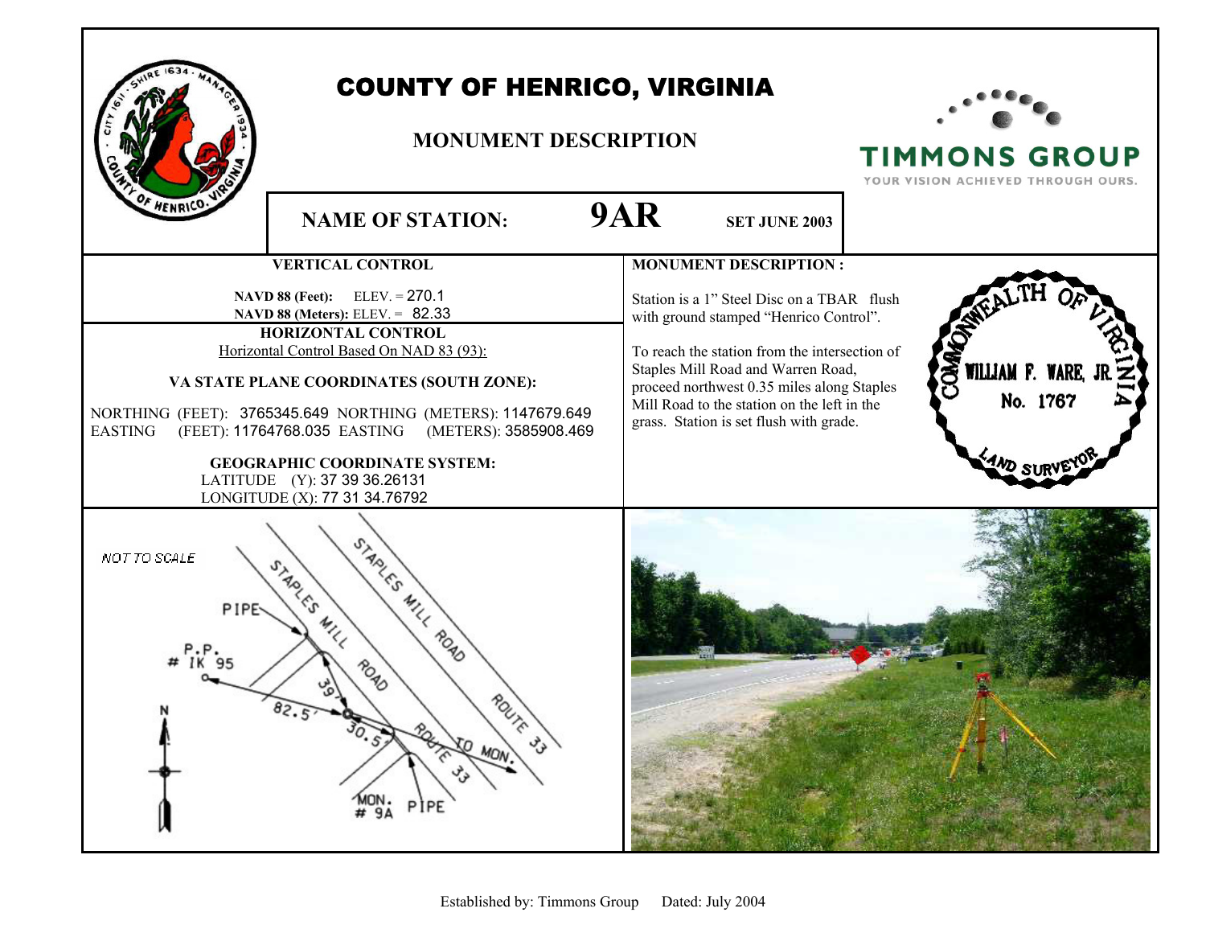# COUNTY OF HENRICO, VIRGINIA

## MONUMENT DESCRIPTION

TIMMONS GROUP
YOUR VISION ACHIEVED THROUGH OURS.

**NAME OF STATION:** **9AR** **SET JUNE 2003**

### VERTICAL CONTROL

**NAVD 88 (Feet):** ELEV. = 270.1
**NAVD 88 (Meters):** ELEV. = 82.33

### HORIZONTAL CONTROL

Horizontal Control Based On NAD 83 (93):

**VA STATE PLANE COORDINATES (SOUTH ZONE):**

NORTHING (FEET): 3765345.649 NORTHING (METERS): 1147679.649
EASTING (FEET): 11764768.035 EASTING (METERS): 3585908.469

**GEOGRAPHIC COORDINATE SYSTEM:**

LATITUDE (Y): 37 39 36.26131
LONGITUDE (X): 77 31 34.76792

### MONUMENT DESCRIPTION :

Station is a 1" Steel Disc on a TBAR flush with ground stamped "Henrico Control".

To reach the station from the intersection of Staples Mill Road and Warren Road, proceed northwest 0.35 miles along Staples Mill Road to the station on the left in the grass. Station is set flush with grade.

COMMONWEALTH OF VIRGINIA
WILLIAM F. WARE, JR.
No. 1767
LAND SURVEYOR

NOT TO SCALE
STAPLES MILL ROAD
STAPLES MILL ROAD ROUTE 33
ROUTE 33
PIPE
P.P. # IK 95
N
82.5'
39'
30.5'
TO MON.
MON. # 9A
PIPE

Established by: Timmons Group Dated: July 2004